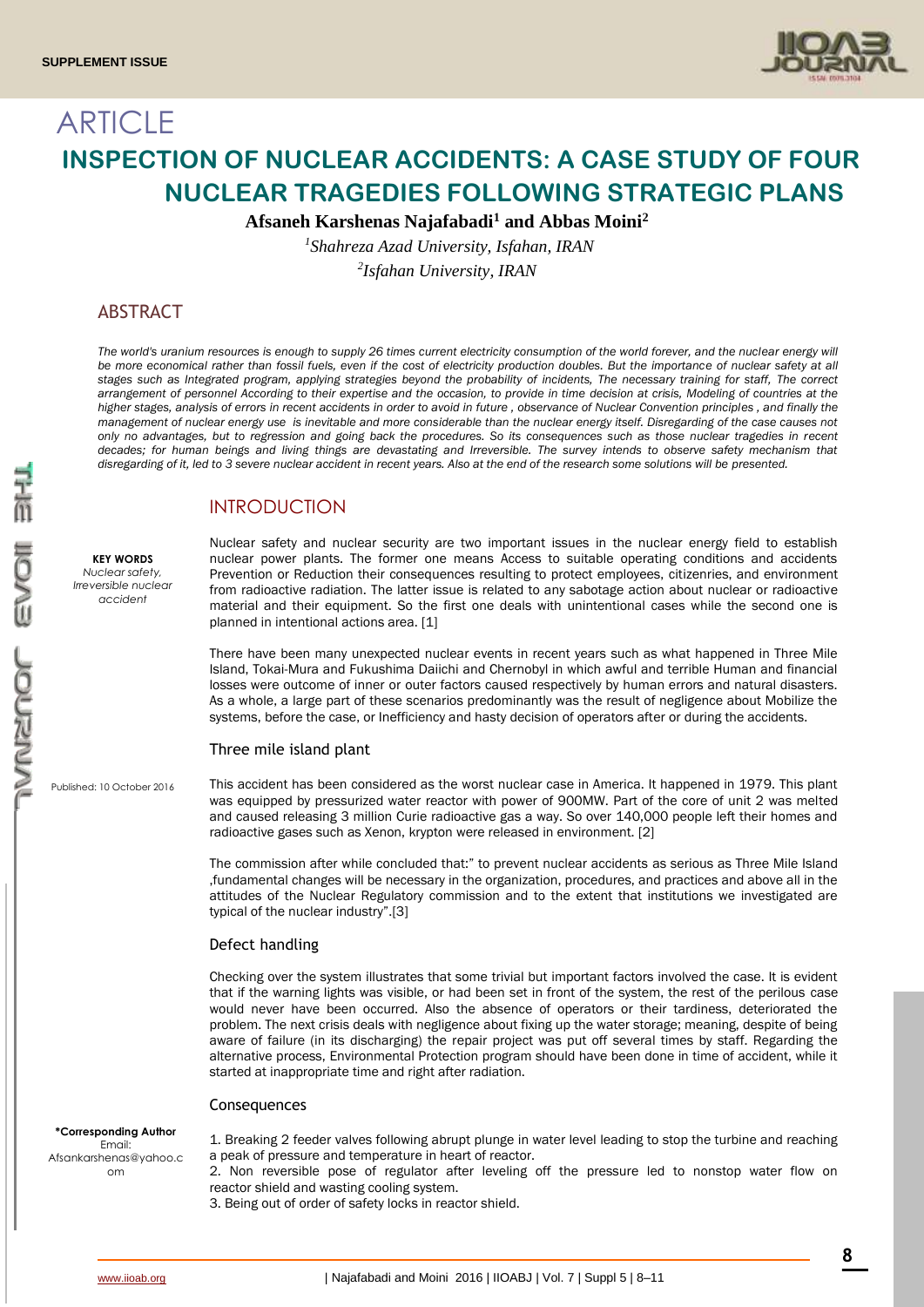SUPPLEMENT ISSUE

# ARTICLE

# INSPECTION OF NUCLEAR ACCIDENTS: A CASE STUDY OF FOUR NUCLEAR TRAGEDIES FOLLOWING STRATEGIC PLANS

**Afsaneh Karshenas Najafabadi[1] and Abbas Moini[2]**

*[1]Shahreza Azad University, Isfahan, IRAN*

*[2]Isfahan University, IRAN*

## ABSTRACT

*The world's uranium resources is enough to supply 26 times current electricity consumption of the world forever, and the nuclear energy will be more economical rather than fossil fuels, even if the cost of electricity production doubles. But the importance of nuclear safety at all stages such as Integrated program, applying strategies beyond the probability of incidents, The necessary training for staff, The correct arrangement of personnel According to their expertise and the occasion, to provide in time decision at crisis, Modeling of countries at the higher stages, analysis of errors in recent accidents in order to avoid in future , observance of Nuclear Convention principles , and finally the management of nuclear energy use is inevitable and more considerable than the nuclear energy itself. Disregarding of the case causes not only no advantages, but to regression and going back the procedures. So its consequences such as those nuclear tragedies in recent decades; for human beings and living things are devastating and Irreversible. The survey intends to observe safety mechanism that disregarding of it, led to 3 severe nuclear accident in recent years. Also at the end of the research some solutions will be presented.*

**KEY WORDS**
*Nuclear safety, Irreversible nuclear accident*

Published: 10 October 2016

**\*Corresponding Author**
Email: Afsankarshenas@yahoo.com

## INTRODUCTION

Nuclear safety and nuclear security are two important issues in the nuclear energy field to establish nuclear power plants. The former one means Access to suitable operating conditions and accidents Prevention or Reduction their consequences resulting to protect employees, citizenries, and environment from radioactive radiation. The latter issue is related to any sabotage action about nuclear or radioactive material and their equipment. So the first one deals with unintentional cases while the second one is planned in intentional actions area. [1]

There have been many unexpected nuclear events in recent years such as what happened in Three Mile Island, Tokai-Mura and Fukushima Daiichi and Chernobyl in which awful and terrible Human and financial losses were outcome of inner or outer factors caused respectively by human errors and natural disasters. As a whole, a large part of these scenarios predominantly was the result of negligence about Mobilize the systems, before the case, or Inefficiency and hasty decision of operators after or during the accidents.

### Three mile island plant

This accident has been considered as the worst nuclear case in America. It happened in 1979. This plant was equipped by pressurized water reactor with power of 900MW. Part of the core of unit 2 was melted and caused releasing 3 million Curie radioactive gas a way. So over 140,000 people left their homes and radioactive gases such as Xenon, krypton were released in environment. [2]

The commission after while concluded that:" to prevent nuclear accidents as serious as Three Mile Island ,fundamental changes will be necessary in the organization, procedures, and practices and above all in the attitudes of the Nuclear Regulatory commission and to the extent that institutions we investigated are typical of the nuclear industry".[3]

### Defect handling

Checking over the system illustrates that some trivial but important factors involved the case. It is evident that if the warning lights was visible, or had been set in front of the system, the rest of the perilous case would never have been occurred. Also the absence of operators or their tardiness, deteriorated the problem. The next crisis deals with negligence about fixing up the water storage; meaning, despite of being aware of failure (in its discharging) the repair project was put off several times by staff. Regarding the alternative process, Environmental Protection program should have been done in time of accident, while it started at inappropriate time and right after radiation.

### Consequences

1. Breaking 2 feeder valves following abrupt plunge in water level leading to stop the turbine and reaching a peak of pressure and temperature in heart of reactor.
2. Non reversible pose of regulator after leveling off the pressure led to nonstop water flow on reactor shield and wasting cooling system.
3. Being out of order of safety locks in reactor shield.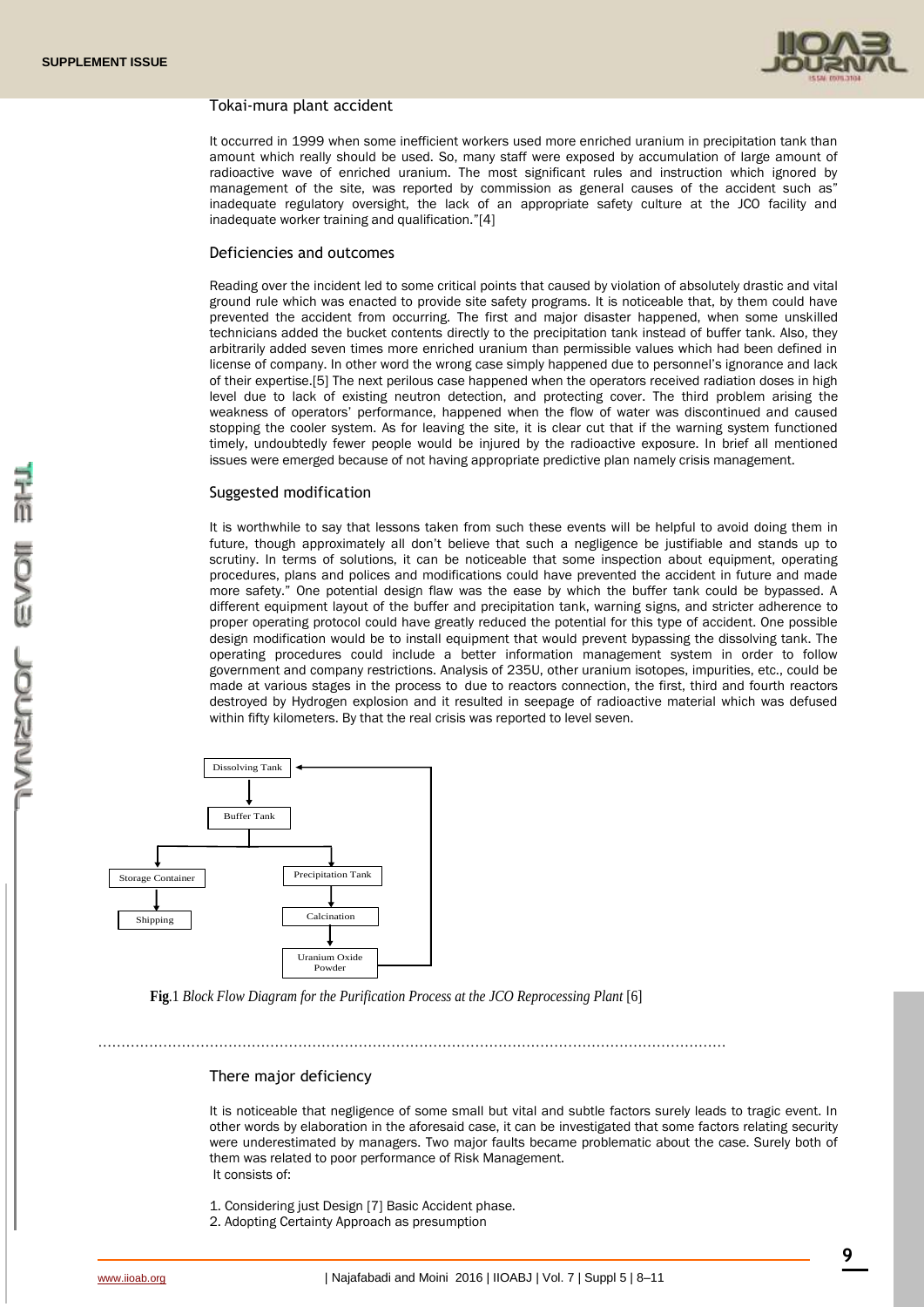### Tokai-mura plant accident

It occurred in 1999 when some inefficient workers used more enriched uranium in precipitation tank than amount which really should be used. So, many staff were exposed by accumulation of large amount of radioactive wave of enriched uranium. The most significant rules and instruction which ignored by management of the site, was reported by commission as general causes of the accident such as" inadequate regulatory oversight, the lack of an appropriate safety culture at the JCO facility and inadequate worker training and qualification."[4]

### Deficiencies and outcomes

Reading over the incident led to some critical points that caused by violation of absolutely drastic and vital ground rule which was enacted to provide site safety programs. It is noticeable that, by them could have prevented the accident from occurring. The first and major disaster happened, when some unskilled technicians added the bucket contents directly to the precipitation tank instead of buffer tank. Also, they arbitrarily added seven times more enriched uranium than permissible values which had been defined in license of company. In other word the wrong case simply happened due to personnel's ignorance and lack of their expertise.[5] The next perilous case happened when the operators received radiation doses in high level due to lack of existing neutron detection, and protecting cover. The third problem arising the weakness of operators' performance, happened when the flow of water was discontinued and caused stopping the cooler system. As for leaving the site, it is clear cut that if the warning system functioned timely, undoubtedly fewer people would be injured by the radioactive exposure. In brief all mentioned issues were emerged because of not having appropriate predictive plan namely crisis management.

### Suggested modification

It is worthwhile to say that lessons taken from such these events will be helpful to avoid doing them in future, though approximately all don't believe that such a negligence be justifiable and stands up to scrutiny. In terms of solutions, it can be noticeable that some inspection about equipment, operating procedures, plans and polices and modifications could have prevented the accident in future and made more safety." One potential design flaw was the ease by which the buffer tank could be bypassed. A different equipment layout of the buffer and precipitation tank, warning signs, and stricter adherence to proper operating protocol could have greatly reduced the potential for this type of accident. One possible design modification would be to install equipment that would prevent bypassing the dissolving tank. The operating procedures could include a better information management system in order to follow government and company restrictions. Analysis of 235U, other uranium isotopes, impurities, etc., could be made at various stages in the process to due to reactors connection, the first, third and fourth reactors destroyed by Hydrogen explosion and it resulted in seepage of radioactive material which was defused within fifty kilometers. By that the real crisis was reported to level seven.

Dissolving Tank → Buffer Tank → Storage Container → Shipping; Buffer Tank → Precipitation Tank → Calcination → Uranium Oxide Powder → Dissolving Tank

**Fig**.1 *Block Flow Diagram for the Purification Process at the JCO Reprocessing Plant* [6]

### There major deficiency

It is noticeable that negligence of some small but vital and subtle factors surely leads to tragic event. In other words by elaboration in the aforesaid case, it can be investigated that some factors relating security were underestimated by managers. Two major faults became problematic about the case. Surely both of them was related to poor performance of Risk Management.
It consists of:

1. Considering just Design [7] Basic Accident phase.
2. Adopting Certainty Approach as presumption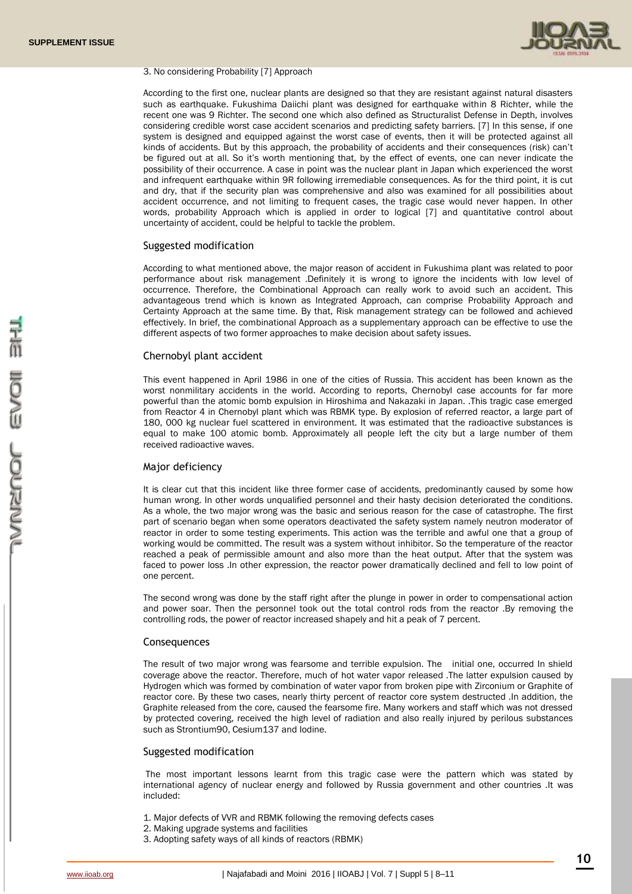3. No considering Probability [7] Approach

According to the first one, nuclear plants are designed so that they are resistant against natural disasters such as earthquake. Fukushima Daiichi plant was designed for earthquake within 8 Richter, while the recent one was 9 Richter. The second one which also defined as Structuralist Defense in Depth, involves considering credible worst case accident scenarios and predicting safety barriers. [7] In this sense, if one system is designed and equipped against the worst case of events, then it will be protected against all kinds of accidents. But by this approach, the probability of accidents and their consequences (risk) can't be figured out at all. So it's worth mentioning that, by the effect of events, one can never indicate the possibility of their occurrence. A case in point was the nuclear plant in Japan which experienced the worst and infrequent earthquake within 9R following irremediable consequences. As for the third point, it is cut and dry, that if the security plan was comprehensive and also was examined for all possibilities about accident occurrence, and not limiting to frequent cases, the tragic case would never happen. In other words, probability Approach which is applied in order to logical [7] and quantitative control about uncertainty of accident, could be helpful to tackle the problem.

## Suggested modification

According to what mentioned above, the major reason of accident in Fukushima plant was related to poor performance about risk management .Definitely it is wrong to ignore the incidents with low level of occurrence. Therefore, the Combinational Approach can really work to avoid such an accident. This advantageous trend which is known as Integrated Approach, can comprise Probability Approach and Certainty Approach at the same time. By that, Risk management strategy can be followed and achieved effectively. In brief, the combinational Approach as a supplementary approach can be effective to use the different aspects of two former approaches to make decision about safety issues.

## Chernobyl plant accident

This event happened in April 1986 in one of the cities of Russia. This accident has been known as the worst nonmilitary accidents in the world. According to reports, Chernobyl case accounts for far more powerful than the atomic bomb expulsion in Hiroshima and Nakazaki in Japan. .This tragic case emerged from Reactor 4 in Chernobyl plant which was RBMK type. By explosion of referred reactor, a large part of 180, 000 kg nuclear fuel scattered in environment. It was estimated that the radioactive substances is equal to make 100 atomic bomb. Approximately all people left the city but a large number of them received radioactive waves.

## Major deficiency

It is clear cut that this incident like three former case of accidents, predominantly caused by some how human wrong. In other words unqualified personnel and their hasty decision deteriorated the conditions. As a whole, the two major wrong was the basic and serious reason for the case of catastrophe. The first part of scenario began when some operators deactivated the safety system namely neutron moderator of reactor in order to some testing experiments. This action was the terrible and awful one that a group of working would be committed. The result was a system without inhibitor. So the temperature of the reactor reached a peak of permissible amount and also more than the heat output. After that the system was faced to power loss .In other expression, the reactor power dramatically declined and fell to low point of one percent.

The second wrong was done by the staff right after the plunge in power in order to compensational action and power soar. Then the personnel took out the total control rods from the reactor .By removing the controlling rods, the power of reactor increased shapely and hit a peak of 7 percent.

## Consequences

The result of two major wrong was fearsome and terrible expulsion. The initial one, occurred In shield coverage above the reactor. Therefore, much of hot water vapor released .The latter expulsion caused by Hydrogen which was formed by combination of water vapor from broken pipe with Zirconium or Graphite of reactor core. By these two cases, nearly thirty percent of reactor core system destructed .In addition, the Graphite released from the core, caused the fearsome fire. Many workers and staff which was not dressed by protected covering, received the high level of radiation and also really injured by perilous substances such as Strontium90, Cesium137 and Iodine.

## Suggested modification

The most important lessons learnt from this tragic case were the pattern which was stated by international agency of nuclear energy and followed by Russia government and other countries .It was included:

1. Major defects of VVR and RBMK following the removing defects cases
2. Making upgrade systems and facilities
3. Adopting safety ways of all kinds of reactors (RBMK)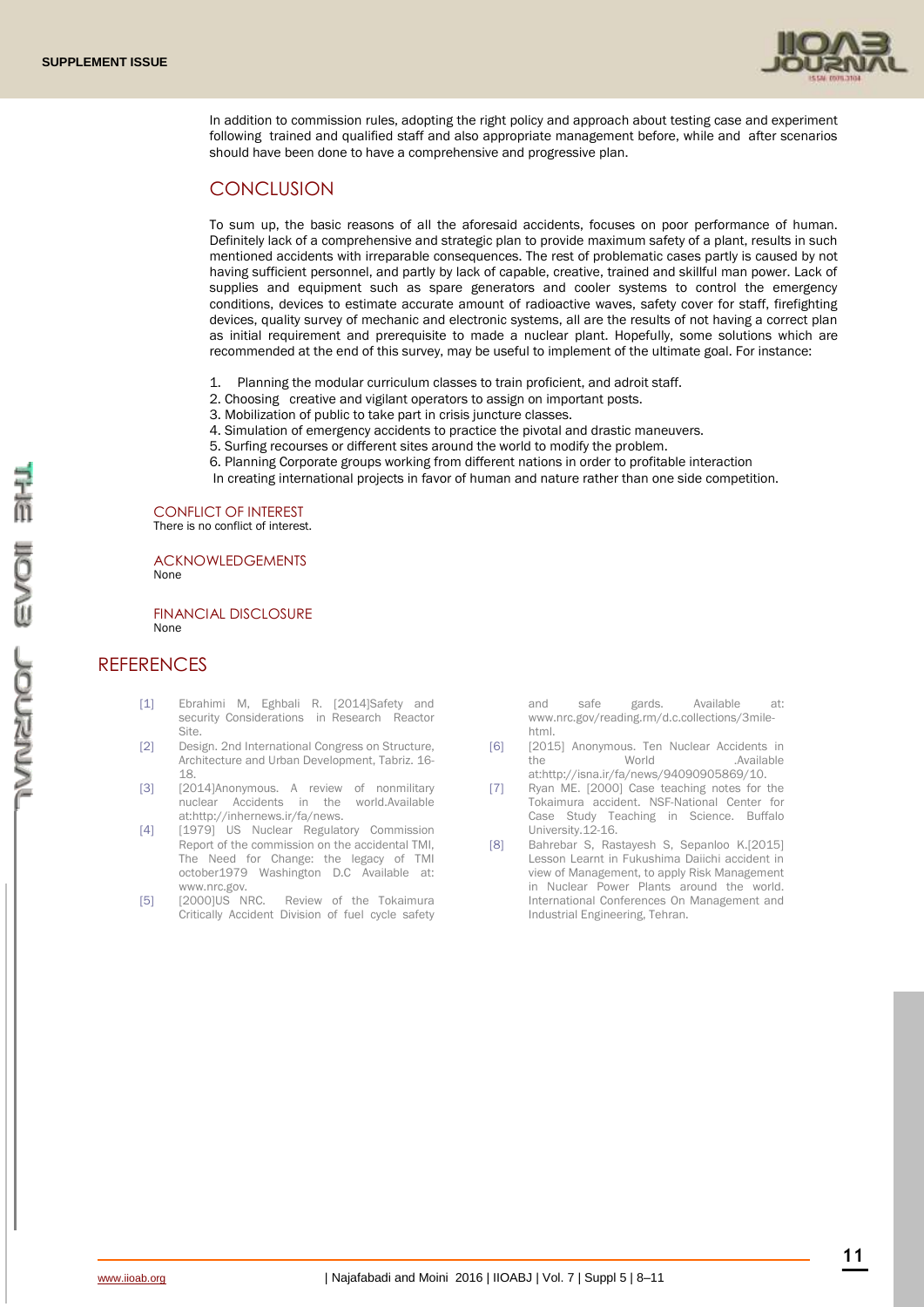In addition to commission rules, adopting the right policy and approach about testing case and experiment following trained and qualified staff and also appropriate management before, while and after scenarios should have been done to have a comprehensive and progressive plan.

## CONCLUSION

To sum up, the basic reasons of all the aforesaid accidents, focuses on poor performance of human. Definitely lack of a comprehensive and strategic plan to provide maximum safety of a plant, results in such mentioned accidents with irreparable consequences. The rest of problematic cases partly is caused by not having sufficient personnel, and partly by lack of capable, creative, trained and skillful man power. Lack of supplies and equipment such as spare generators and cooler systems to control the emergency conditions, devices to estimate accurate amount of radioactive waves, safety cover for staff, firefighting devices, quality survey of mechanic and electronic systems, all are the results of not having a correct plan as initial requirement and prerequisite to made a nuclear plant. Hopefully, some solutions which are recommended at the end of this survey, may be useful to implement of the ultimate goal. For instance:

1. Planning the modular curriculum classes to train proficient, and adroit staff.
2. Choosing creative and vigilant operators to assign on important posts.
3. Mobilization of public to take part in crisis juncture classes.
4. Simulation of emergency accidents to practice the pivotal and drastic maneuvers.
5. Surfing recourses or different sites around the world to modify the problem.
6. Planning Corporate groups working from different nations in order to profitable interaction In creating international projects in favor of human and nature rather than one side competition.

### CONFLICT OF INTEREST

There is no conflict of interest.

### ACKNOWLEDGEMENTS

None

### FINANCIAL DISCLOSURE

None

## REFERENCES

[1] Ebrahimi M, Eghbali R. [2014]Safety and security Considerations in Research Reactor Site.

[2] Design. 2nd International Congress on Structure, Architecture and Urban Development, Tabriz. 16-18.

[3] [2014]Anonymous. A review of nonmilitary nuclear Accidents in the world.Available at:http://inhernews.ir/fa/news.

[4] [1979] US Nuclear Regulatory Commission Report of the commission on the accidental TMI, The Need for Change: the legacy of TMI october1979 Washington D.C Available at: www.nrc.gov.

[5] [2000]US NRC. Review of the Tokaimura Critically Accident Division of fuel cycle safety and safe gards. Available at: www.nrc.gov/reading.rm/d.c.collections/3mile-html.

[6] [2015] Anonymous. Ten Nuclear Accidents in the World .Available at:http://isna.ir/fa/news/94090905869/10.

[7] Ryan ME. [2000] Case teaching notes for the Tokaimura accident. NSF-National Center for Case Study Teaching in Science. Buffalo University.12-16.

[8] Bahrebar S, Rastayesh S, Sepanloo K.[2015] Lesson Learnt in Fukushima Daiichi accident in view of Management, to apply Risk Management in Nuclear Power Plants around the world. International Conferences On Management and Industrial Engineering, Tehran.